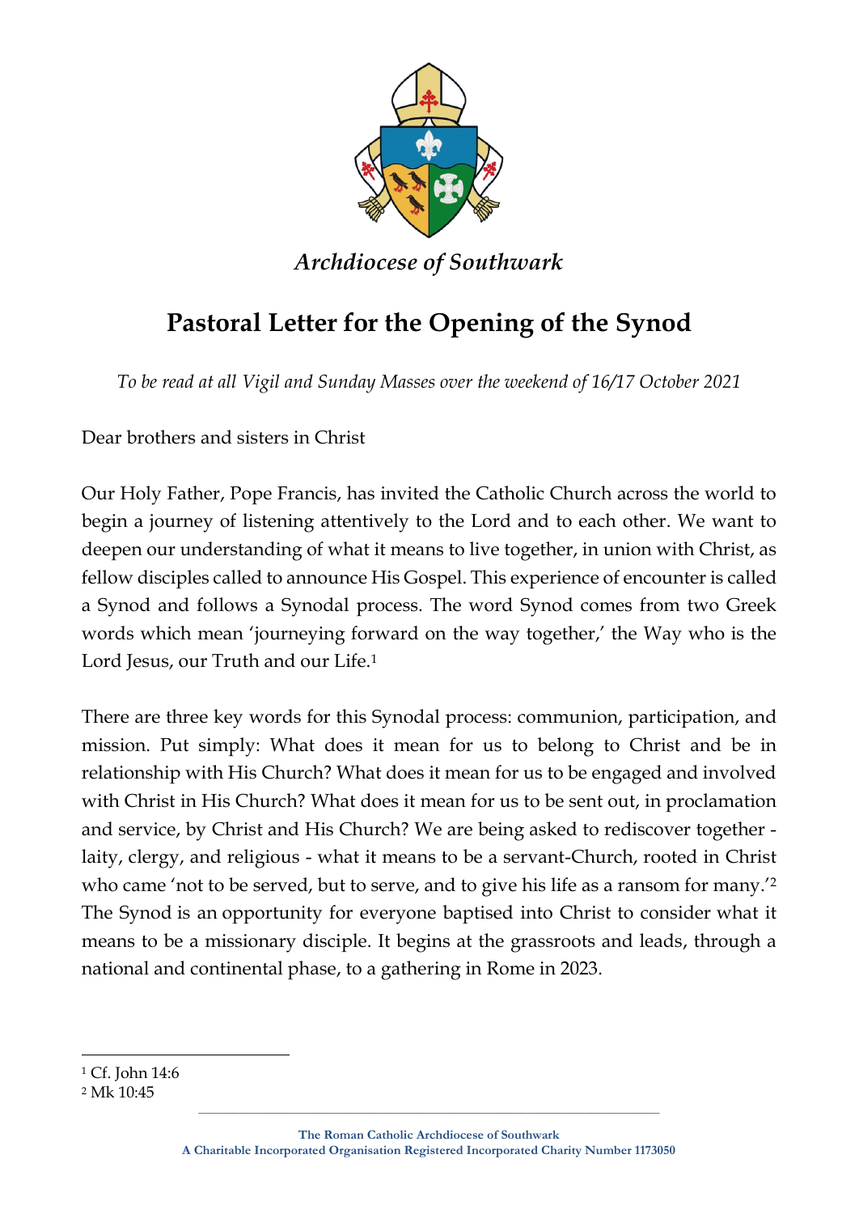*Archdiocese of Southwark*

# Pastoral Letter for the Opening of the Synod

*To be read at all Vigil and Sunday Masses over the weekend of 16/17 October 2021*

Dear brothers and sisters in Christ

Our Holy Father, Pope Francis, has invited the Catholic Church across the world to begin a journey of listening attentively to the Lord and to each other. We want to deepen our understanding of what it means to live together, in union with Christ, as fellow disciples called to announce His Gospel. This experience of encounter is called a Synod and follows a Synodal process. The word Synod comes from two Greek words which mean 'journeying forward on the way together,' the Way who is the Lord Jesus, our Truth and our Life.[1]

There are three key words for this Synodal process: communion, participation, and mission. Put simply: What does it mean for us to belong to Christ and be in relationship with His Church? What does it mean for us to be engaged and involved with Christ in His Church? What does it mean for us to be sent out, in proclamation and service, by Christ and His Church? We are being asked to rediscover together - laity, clergy, and religious - what it means to be a servant-Church, rooted in Christ who came 'not to be served, but to serve, and to give his life as a ransom for many.'[2] The Synod is an opportunity for everyone baptised into Christ to consider what it means to be a missionary disciple. It begins at the grassroots and leads, through a national and continental phase, to a gathering in Rome in 2023.

---

[1] Cf. John 14:6

[2] Mk 10:45

The Roman Catholic Archdiocese of Southwark
A Charitable Incorporated Organisation Registered Incorporated Charity Number 1173050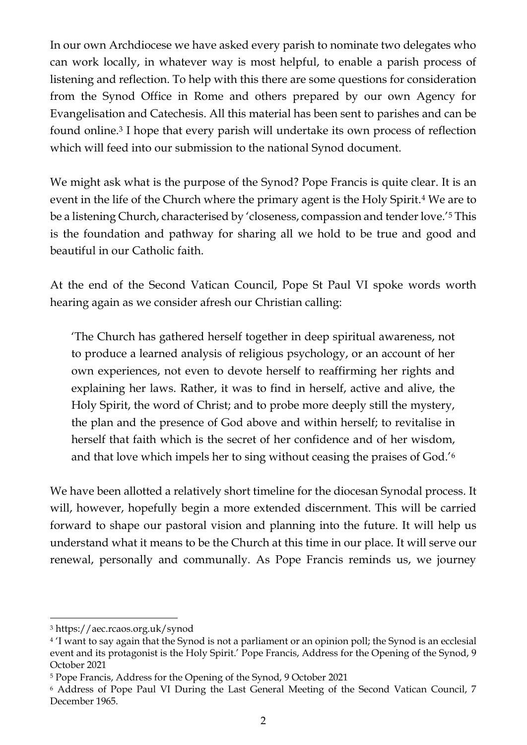In our own Archdiocese we have asked every parish to nominate two delegates who can work locally, in whatever way is most helpful, to enable a parish process of listening and reflection. To help with this there are some questions for consideration from the Synod Office in Rome and others prepared by our own Agency for Evangelisation and Catechesis. All this material has been sent to parishes and can be found online.[3] I hope that every parish will undertake its own process of reflection which will feed into our submission to the national Synod document.

We might ask what is the purpose of the Synod? Pope Francis is quite clear. It is an event in the life of the Church where the primary agent is the Holy Spirit.[4] We are to be a listening Church, characterised by 'closeness, compassion and tender love.'[5] This is the foundation and pathway for sharing all we hold to be true and good and beautiful in our Catholic faith.

At the end of the Second Vatican Council, Pope St Paul VI spoke words worth hearing again as we consider afresh our Christian calling:

> 'The Church has gathered herself together in deep spiritual awareness, not to produce a learned analysis of religious psychology, or an account of her own experiences, not even to devote herself to reaffirming her rights and explaining her laws. Rather, it was to find in herself, active and alive, the Holy Spirit, the word of Christ; and to probe more deeply still the mystery, the plan and the presence of God above and within herself; to revitalise in herself that faith which is the secret of her confidence and of her wisdom, and that love which impels her to sing without ceasing the praises of God.'[6]

We have been allotted a relatively short timeline for the diocesan Synodal process. It will, however, hopefully begin a more extended discernment. This will be carried forward to shape our pastoral vision and planning into the future. It will help us understand what it means to be the Church at this time in our place. It will serve our renewal, personally and communally. As Pope Francis reminds us, we journey

---

[3] https://aec.rcaos.org.uk/synod

[4] 'I want to say again that the Synod is not a parliament or an opinion poll; the Synod is an ecclesial event and its protagonist is the Holy Spirit.' Pope Francis, Address for the Opening of the Synod, 9 October 2021

[5] Pope Francis, Address for the Opening of the Synod, 9 October 2021

[6] Address of Pope Paul VI During the Last General Meeting of the Second Vatican Council, 7 December 1965.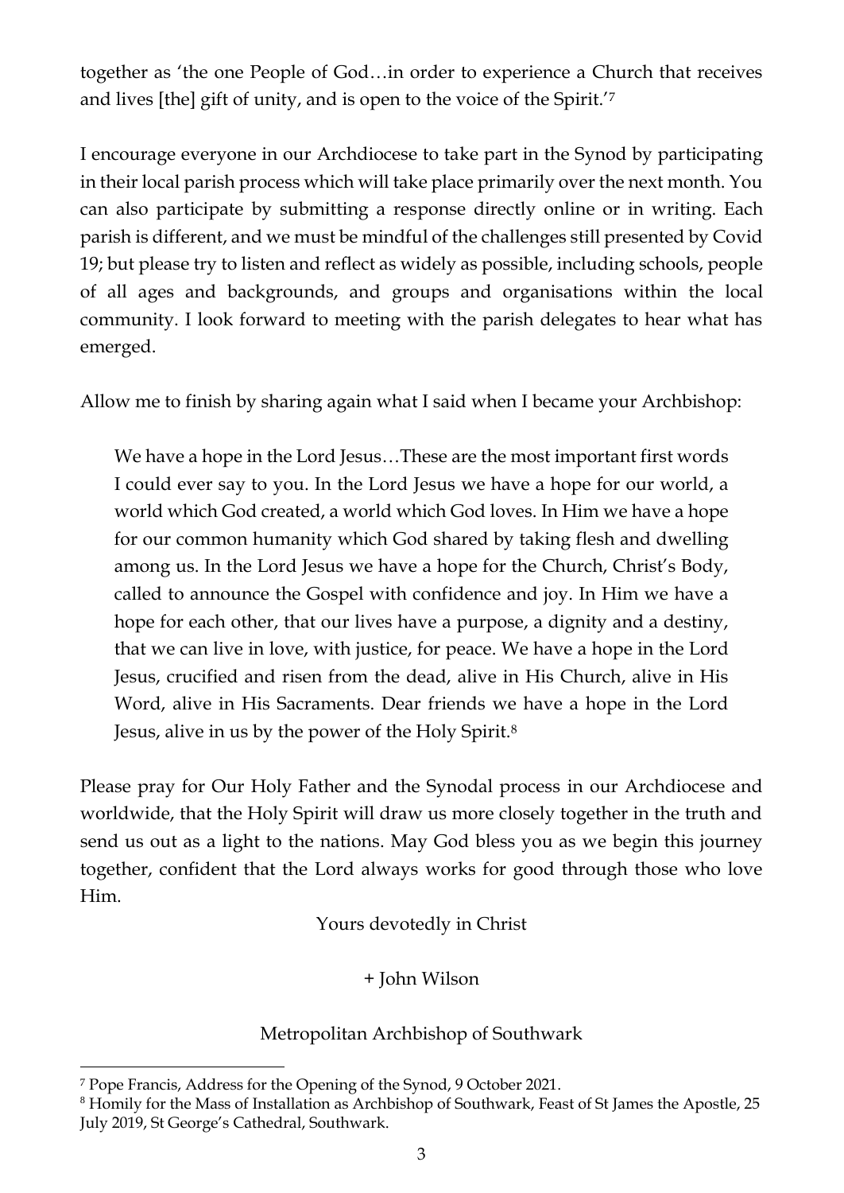together as 'the one People of God…in order to experience a Church that receives and lives [the] gift of unity, and is open to the voice of the Spirit.'[7]

I encourage everyone in our Archdiocese to take part in the Synod by participating in their local parish process which will take place primarily over the next month. You can also participate by submitting a response directly online or in writing. Each parish is different, and we must be mindful of the challenges still presented by Covid 19; but please try to listen and reflect as widely as possible, including schools, people of all ages and backgrounds, and groups and organisations within the local community. I look forward to meeting with the parish delegates to hear what has emerged.

Allow me to finish by sharing again what I said when I became your Archbishop:

> We have a hope in the Lord Jesus…These are the most important first words I could ever say to you. In the Lord Jesus we have a hope for our world, a world which God created, a world which God loves. In Him we have a hope for our common humanity which God shared by taking flesh and dwelling among us. In the Lord Jesus we have a hope for the Church, Christ's Body, called to announce the Gospel with confidence and joy. In Him we have a hope for each other, that our lives have a purpose, a dignity and a destiny, that we can live in love, with justice, for peace. We have a hope in the Lord Jesus, crucified and risen from the dead, alive in His Church, alive in His Word, alive in His Sacraments. Dear friends we have a hope in the Lord Jesus, alive in us by the power of the Holy Spirit.[8]

Please pray for Our Holy Father and the Synodal process in our Archdiocese and worldwide, that the Holy Spirit will draw us more closely together in the truth and send us out as a light to the nations. May God bless you as we begin this journey together, confident that the Lord always works for good through those who love Him.

Yours devotedly in Christ

+ John Wilson

Metropolitan Archbishop of Southwark

---

[7] Pope Francis, Address for the Opening of the Synod, 9 October 2021.

[8] Homily for the Mass of Installation as Archbishop of Southwark, Feast of St James the Apostle, 25 July 2019, St George's Cathedral, Southwark.